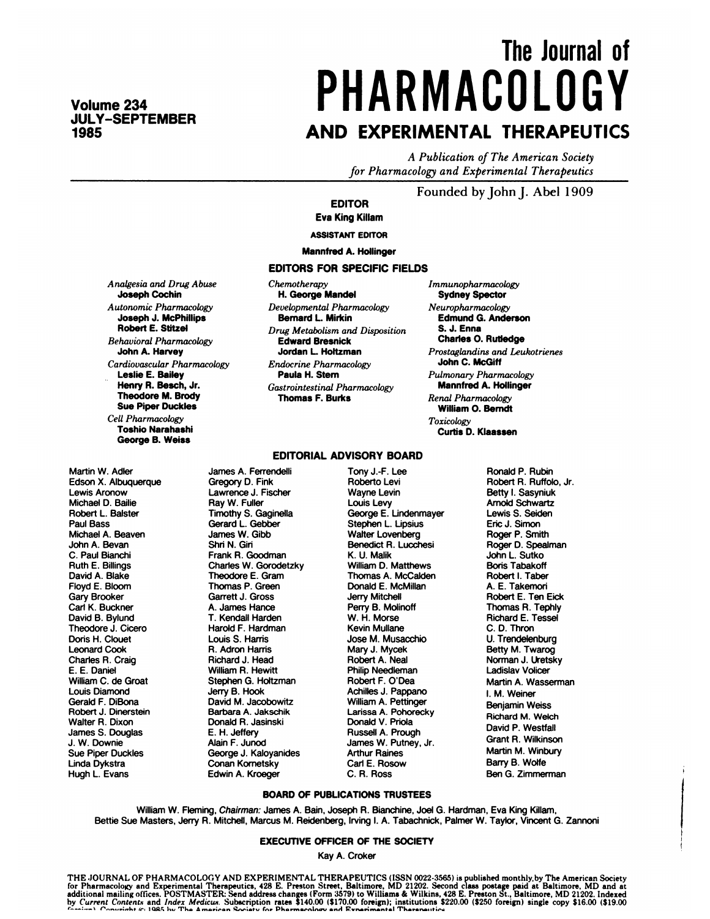Volume 234
JULY–SEPTEMBER
1985

# The Journal of PHARMACOLOGY AND EXPERIMENTAL THERAPEUTICS

*A Publication of The American Society for Pharmacology and Experimental Therapeutics*

Founded by John J. Abel 1909

## EDITOR

**Eva King Killam**

### ASSISTANT EDITOR

**Mannfred A. Hollinger**

## EDITORS FOR SPECIFIC FIELDS

*Analgesia and Drug Abuse*
**Joseph Cochin**

*Autonomic Pharmacology*
**Joseph J. McPhillips**
**Robert E. Stitzel**

*Behavioral Pharmacology*
**John A. Harvey**

*Cardiovascular Pharmacology*
**Leslie E. Bailey**
**Henry R. Besch, Jr.**
**Theodore M. Brody**
**Sue Piper Duckles**

*Cell Pharmacology*
**Toshio Narahashi**
**George B. Weiss**

*Chemotherapy*
**H. George Mandel**

*Developmental Pharmacology*
**Bernard L. Mirkin**

*Drug Metabolism and Disposition*
**Edward Bresnick**
**Jordan L. Holtzman**

*Endocrine Pharmacology*
**Paula H. Stern**

*Gastrointestinal Pharmacology*
**Thomas F. Burks**

*Immunopharmacology*
**Sydney Spector**

*Neuropharmacology*
**Edmund G. Anderson**
**S. J. Enna**
**Charles O. Rutledge**

*Prostaglandins and Leukotrienes*
**John C. McGiff**

*Pulmonary Pharmacology*
**Mannfred A. Hollinger**

*Renal Pharmacology*
**William O. Berndt**

*Toxicology*
**Curtis D. Klaassen**

## EDITORIAL ADVISORY BOARD

Martin W. Adler
Edson X. Albuquerque
Lewis Aronow
Michael D. Bailie
Robert L. Balster
Paul Bass
Michael A. Beaven
John A. Bevan
C. Paul Bianchi
Ruth E. Billings
David A. Blake
Floyd E. Bloom
Gary Brooker
Carl K. Buckner
David B. Bylund
Theodore J. Cicero
Doris H. Clouet
Leonard Cook
Charles R. Craig
E. E. Daniel
William C. de Groat
Louis Diamond
Gerald F. DiBona
Robert J. Dinerstein
Walter R. Dixon
James S. Douglas
J. W. Downie
Sue Piper Duckles
Linda Dykstra
Hugh L. Evans
James A. Ferrendelli
Gregory D. Fink
Lawrence J. Fischer
Ray W. Fuller
Timothy S. Gaginella
Gerard L. Gebber
James W. Gibb
Shri N. Giri
Frank R. Goodman
Charles W. Gorodetzky
Theodore E. Gram
Thomas P. Green
Garrett J. Gross
A. James Hance
T. Kendall Harden
Harold F. Hardman
Louis S. Harris
R. Adron Harris
Richard J. Head
William R. Hewitt
Stephen G. Holtzman
Jerry B. Hook
David M. Jacobowitz
Barbara A. Jakschik
Donald R. Jasinski
E. H. Jeffery
Alain F. Junod
George J. Kaloyanides
Conan Kornetsky
Edwin A. Kroeger
Tony J.-F. Lee
Roberto Levi
Wayne Levin
Louis Levy
George E. Lindenmayer
Stephen L. Lipsius
Walter Lovenberg
Benedict R. Lucchesi
K. U. Malik
William D. Matthews
Thomas A. McCalden
Donald E. McMillan
Jerry Mitchell
Perry B. Molinoff
W. H. Morse
Kevin Mullane
Jose M. Musacchio
Mary J. Mycek
Robert A. Neal
Philip Needleman
Robert F. O'Dea
Achilles J. Pappano
William A. Pettinger
Larissa A. Pohorecky
Donald V. Priola
Russell A. Prough
James W. Putney, Jr.
Arthur Raines
Carl E. Rosow
C. R. Ross
Ronald P. Rubin
Robert R. Ruffolo, Jr.
Betty I. Sasyniuk
Arnold Schwartz
Lewis S. Seiden
Eric J. Simon
Roger P. Smith
Roger D. Spealman
John L. Sutko
Boris Tabakoff
Robert I. Taber
A. E. Takemori
Robert E. Ten Eick
Thomas R. Tephly
Richard E. Tessel
C. D. Thron
U. Trendelenburg
Betty M. Twarog
Norman J. Uretsky
Ladislav Volicer
Martin A. Wasserman
I. M. Weiner
Benjamin Weiss
Richard M. Welch
David P. Westfall
Grant R. Wilkinson
Martin M. Winbury
Barry B. Wolfe
Ben G. Zimmerman

## BOARD OF PUBLICATIONS TRUSTEES

William W. Fleming, *Chairman:* James A. Bain, Joseph R. Bianchine, Joel G. Hardman, Eva King Killam, Bettie Sue Masters, Jerry R. Mitchell, Marcus M. Reidenberg, Irving I. A. Tabachnick, Palmer W. Taylor, Vincent G. Zannoni

## EXECUTIVE OFFICER OF THE SOCIETY

Kay A. Croker

THE JOURNAL OF PHARMACOLOGY AND EXPERIMENTAL THERAPEUTICS (ISSN 0022-3565) is published monthly by The American Society for Pharmacology and Experimental Therapeutics, 428 E. Preston Street, Baltimore, MD 21202. Second class postage paid at Baltimore, MD and at additional mailing offices. POSTMASTER: Send address changes (Form 3579) to Williams & Wilkins, 428 E. Preston St., Baltimore, MD 21202. Indexed by *Current Contents* and *Index Medicus*. Subscription rates $140.00 ($170.00 foreign); institutions $220.00 ($250 foreign) single copy $16.00 ($19.00 foreign). Copyright © 1985 by The American Society for Pharmacology and Experimental Therapeutics.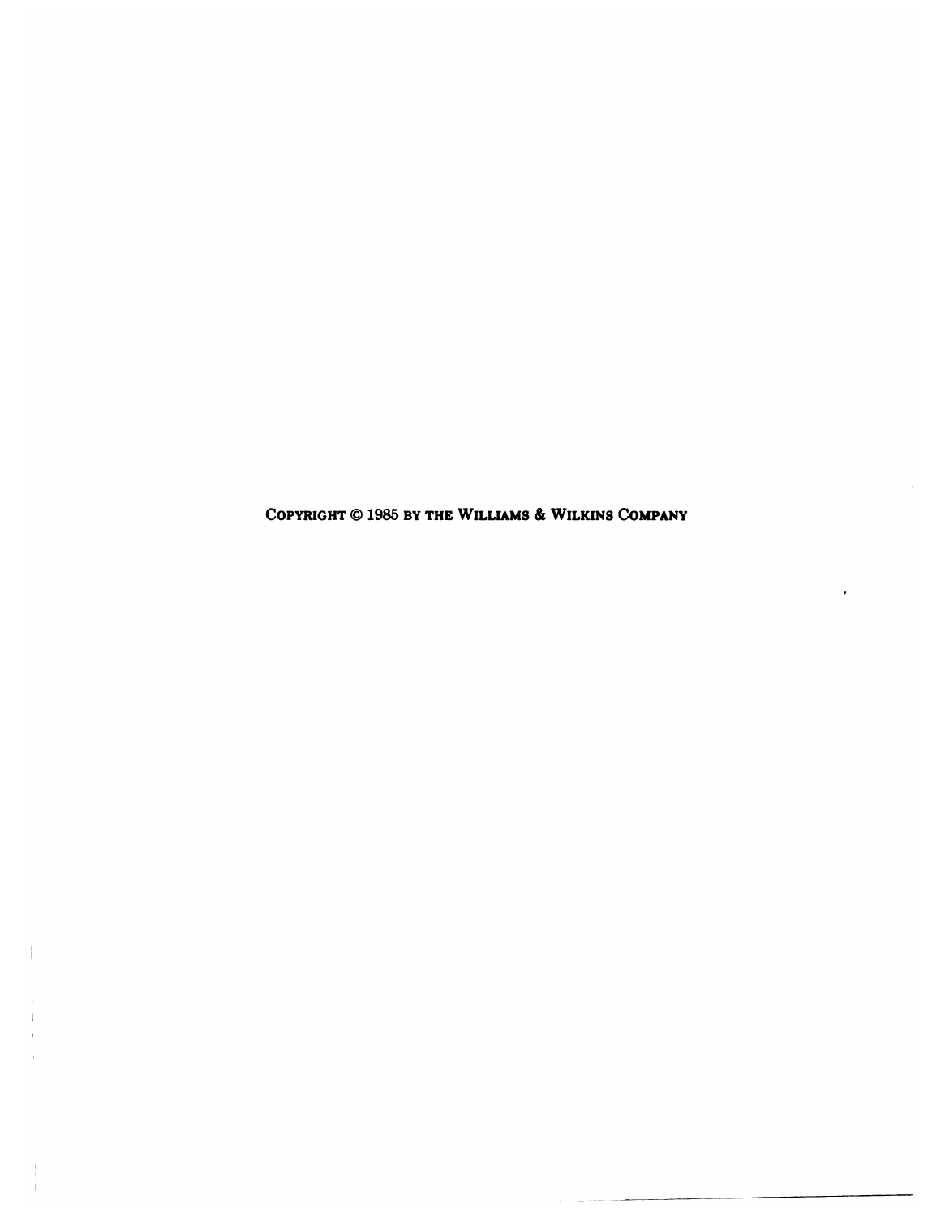Copyright © 1985 by the Williams & Wilkins Company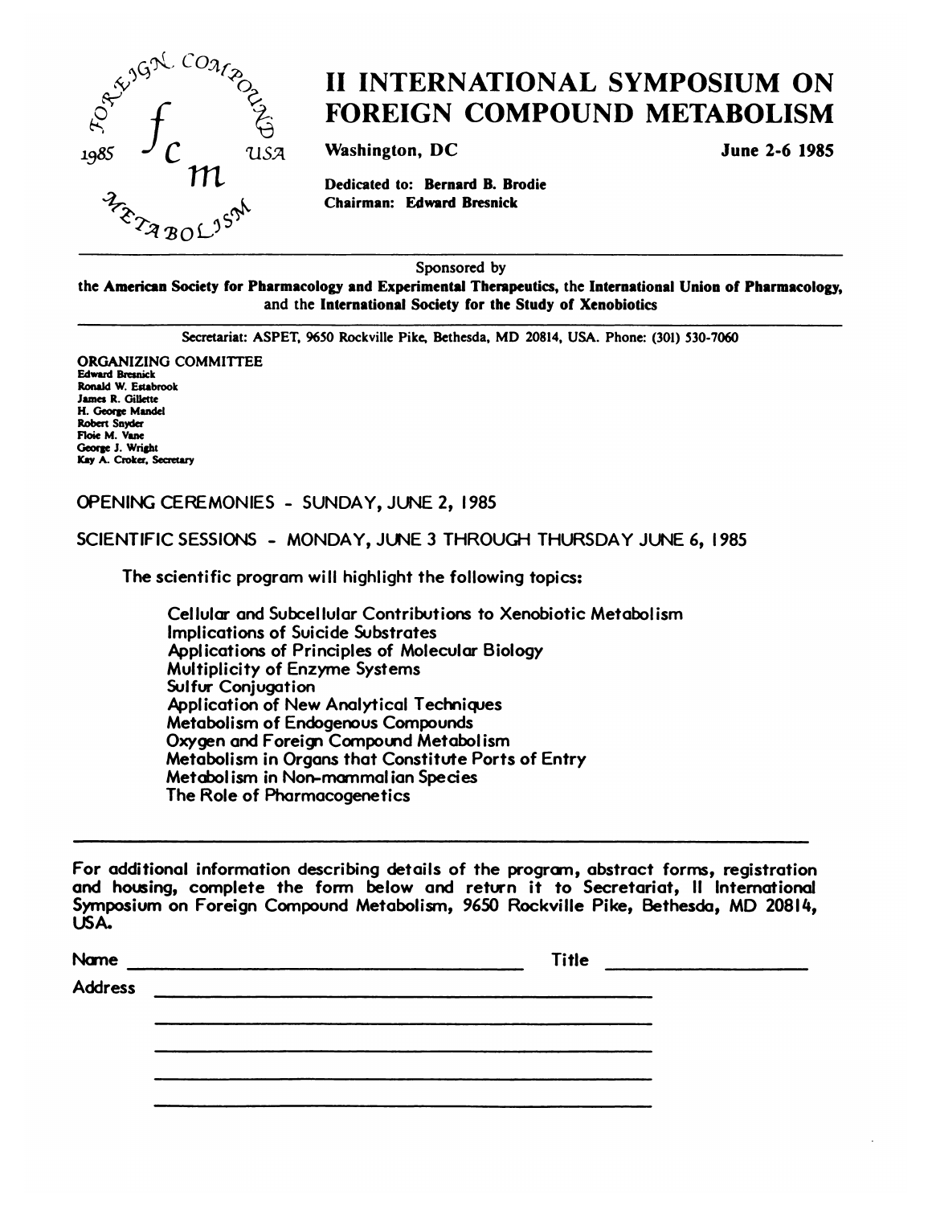# II INTERNATIONAL SYMPOSIUM ON FOREIGN COMPOUND METABOLISM

**Washington, DC** **June 2-6 1985**

**Dedicated to: Bernard B. Brodie**
**Chairman: Edward Bresnick**

Sponsored by
**the American Society for Pharmacology and Experimental Therapeutics, the International Union of Pharmacology, and the International Society for the Study of Xenobiotics**

Secretariat: ASPET, 9650 Rockville Pike, Bethesda, MD 20814, USA. Phone: (301) 530-7060

ORGANIZING COMMITTEE
**Edward Bresnick**
**Ronald W. Estabrook**
**James R. Gillette**
**H. George Mandel**
**Robert Snyder**
**Floie M. Vane**
**George J. Wright**
**Kay A. Croker, Secretary**

OPENING CEREMONIES - SUNDAY, JUNE 2, 1985

SCIENTIFIC SESSIONS - MONDAY, JUNE 3 THROUGH THURSDAY JUNE 6, 1985

The scientific program will highlight the following topics:

- Cellular and Subcellular Contributions to Xenobiotic Metabolism
- Implications of Suicide Substrates
- Applications of Principles of Molecular Biology
- Multiplicity of Enzyme Systems
- Sulfur Conjugation
- Application of New Analytical Techniques
- Metabolism of Endogenous Compounds
- Oxygen and Foreign Compound Metabolism
- Metabolism in Organs that Constitute Ports of Entry
- Metabolism in Non-mammalian Species
- The Role of Pharmacogenetics

---

For additional information describing details of the program, abstract forms, registration and housing, complete the form below and return it to Secretariat, II International Symposium on Foreign Compound Metabolism, 9650 Rockville Pike, Bethesda, MD 20814, USA.

Name ______________________________ Title ________________

Address ______________________________

______________________________

______________________________

______________________________

______________________________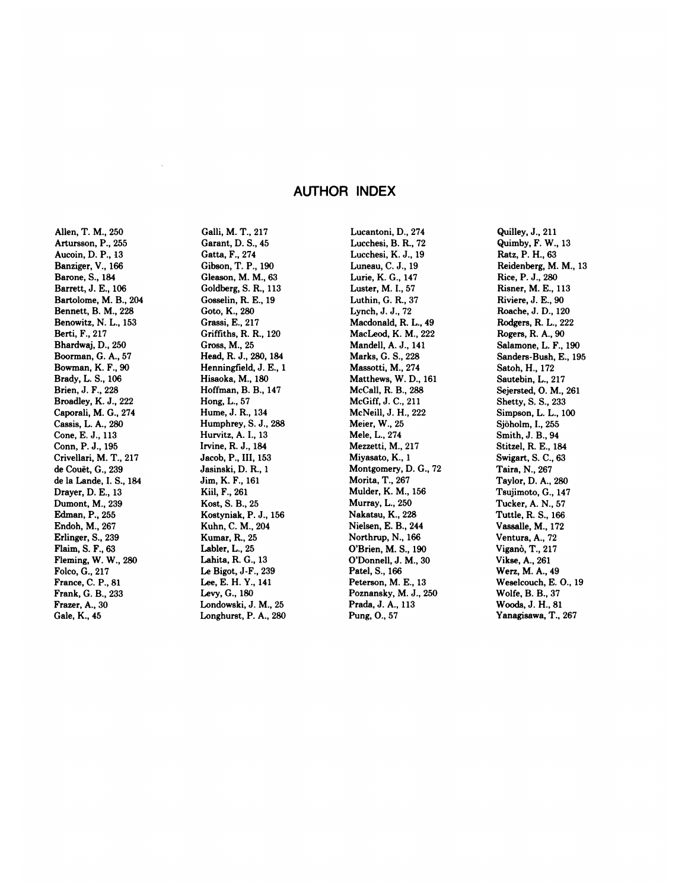# AUTHOR INDEX

Allen, T. M., 250
Artursson, P., 255
Aucoin, D. P., 13
Banziger, V., 166
Barone, S., 184
Barrett, J. E., 106
Bartolome, M. B., 204
Bennett, B. M., 228
Benowitz, N. L., 153
Berti, F., 217
Bhardwaj, D., 250
Boorman, G. A., 57
Bowman, K. F., 90
Brady, L. S., 106
Brien, J. F., 228
Broadley, K. J., 222
Caporali, M. G., 274
Cassis, L. A., 280
Cone, E. J., 113
Conn, P. J., 195
Crivellari, M. T., 217
de Couët, G., 239
de la Lande, I. S., 184
Drayer, D. E., 13
Dumont, M., 239
Edman, P., 255
Endoh, M., 267
Erlinger, S., 239
Flaim, S. F., 63
Fleming, W. W., 280
Folco, G., 217
France, C. P., 81
Frank, G. B., 233
Frazer, A., 30
Gale, K., 45
Galli, M. T., 217
Garant, D. S., 45
Gatta, F., 274
Gibson, T. P., 190
Gleason, M. M., 63
Goldberg, S. R., 113
Gosselin, R. E., 19
Goto, K., 280
Grassi, E., 217
Griffiths, R. R., 120
Gross, M., 25
Head, R. J., 280, 184
Henningfield, J. E., 1
Hisaoka, M., 180
Hoffman, B. B., 147
Hong, L., 57
Hume, J. R., 134
Humphrey, S. J., 288
Hurvitz, A. I., 13
Irvine, R. J., 184
Jacob, P., III, 153
Jasinski, D. R., 1
Jim, K. F., 161
Kiil, F., 261
Kost, S. B., 25
Kostyniak, P. J., 156
Kuhn, C. M., 204
Kumar, R., 25
Labler, L., 25
Lahita, R. G., 13
Le Bigot, J-F., 239
Lee, E. H. Y., 141
Levy, G., 180
Londowski, J. M., 25
Longhurst, P. A., 280
Lucantoni, D., 274
Lucchesi, B. R., 72
Lucchesi, K. J., 19
Luneau, C. J., 19
Lurie, K. G., 147
Luster, M. I., 57
Luthin, G. R., 37
Lynch, J. J., 72
Macdonald, R. L., 49
MacLeod, K. M., 222
Mandell, A. J., 141
Marks, G. S., 228
Massotti, M., 274
Matthews, W. D., 161
McCall, R. B., 288
McGiff, J. C., 211
McNeill, J. H., 222
Meier, W., 25
Mele, L., 274
Mezzetti, M., 217
Miyasato, K., 1
Montgomery, D. G., 72
Morita, T., 267
Mulder, K. M., 156
Murray, L., 250
Nakatsu, K., 228
Nielsen, E. B., 244
Northrup, N., 166
O'Brien, M. S., 190
O'Donnell, J. M., 30
Patel, S., 166
Peterson, M. E., 13
Poznansky, M. J., 250
Prada, J. A., 113
Pung, O., 57
Quilley, J., 211
Quimby, F. W., 13
Ratz, P. H., 63
Reidenberg, M. M., 13
Rice, P. J., 280
Risner, M. E., 113
Riviere, J. E., 90
Roache, J. D., 120
Rodgers, R. L., 222
Rogers, R. A., 90
Salamone, L. F., 190
Sanders-Bush, E., 195
Satoh, H., 172
Sautebin, L., 217
Sejersted, O. M., 261
Shetty, S. S., 233
Simpson, L. L., 100
Sjöholm, I., 255
Smith, J. B., 94
Stitzel, R. E., 184
Swigart, S. C., 63
Taira, N., 267
Taylor, D. A., 280
Tsujimoto, G., 147
Tucker, A. N., 57
Tuttle, R. S., 166
Vassalle, M., 172
Ventura, A., 72
Viganò, T., 217
Vikse, A., 261
Werz, M. A., 49
Weselcouch, E. O., 19
Wolfe, B. B., 37
Woods, J. H., 81
Yanagisawa, T., 267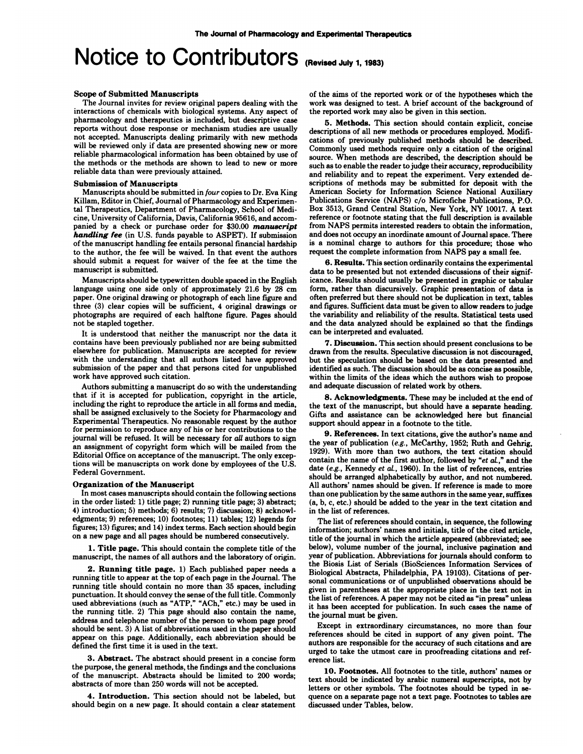# Notice to Contributors (Revised July 1, 1983)

### Scope of Submitted Manuscripts

The Journal invites for review original papers dealing with the interactions of chemicals with biological systems. Any aspect of pharmacology and therapeutics is included, but descriptive case reports without dose response or mechanism studies are usually not accepted. Manuscripts dealing primarily with new methods will be reviewed only if data are presented showing new or more reliable pharmacological information has been obtained by use of the methods or the methods are shown to lead to new or more reliable data than were previously attained.

### Submission of Manuscripts

Manuscripts should be submitted in *four* copies to Dr. Eva King Killam, Editor in Chief, Journal of Pharmacology and Experimental Therapeutics, Department of Pharmacology, School of Medicine, University of California, Davis, California 95616, and accompanied by a check or purchase order for $30.00 ***manuscript handling fee*** (in U.S. funds payable to ASPET). If submission of the manuscript handling fee entails personal financial hardship to the author, the fee will be waived. In that event the authors should submit a request for waiver of the fee at the time the manuscript is submitted.

Manuscripts should be typewritten double spaced in the English language using one side only of approximately 21.6 by 28 cm paper. One original drawing or photograph of each line figure and three (3) clear copies will be sufficient, 4 original drawings or photographs are required of each halftone figure. Pages should not be stapled together.

It is understood that neither the manuscript nor the data it contains have been previously published nor are being submitted elsewhere for publication. Manuscripts are accepted for review with the understanding that all authors listed have approved submission of the paper and that persons cited for unpublished work have approved such citation.

Authors submitting a manuscript do so with the understanding that if it is accepted for publication, copyright in the article, including the right to reproduce the article in all forms and media, shall be assigned exclusively to the Society for Pharmacology and Experimental Therapeutics. No reasonable request by the author for permission to reproduce any of his or her contributions to the journal will be refused. It will be necessary for *all* authors to sign an assignment of copyright form which will be mailed from the Editorial Office on acceptance of the manuscript. The only exceptions will be manuscripts on work done by employees of the U.S. Federal Government.

### Organization of the Manuscript

In most cases manuscripts should contain the following sections in the order listed: 1) title page; 2) running title page; 3) abstract; 4) introduction; 5) methods; 6) results; 7) discussion; 8) acknowledgments; 9) references; 10) footnotes; 11) tables; 12) legends for figures; 13) figures; and 14) index terms. Each section should begin on a new page and all pages should be numbered consecutively.

**1. Title page.** This should contain the complete title of the manuscript, the names of all authors and the laboratory of origin.

**2. Running title page.** 1) Each published paper needs a running title to appear at the top of each page in the Journal. The running title should contain no more than 35 spaces, including punctuation. It should convey the sense of the full title. Commonly used abbreviations (such as "ATP," "ACh," etc.) may be used in the running title. 2) This page should also contain the name, address and telephone number of the person to whom page proof should be sent. 3) A list of abbreviations used in the paper should appear on this page. Additionally, each abbreviation should be defined the first time it is used in the text.

**3. Abstract.** The abstract should present in a concise form the purpose, the general methods, the findings and the conclusions of the manuscript. Abstracts should be limited to 200 words; abstracts of more than 250 words will not be accepted.

**4. Introduction.** This section should not be labeled, but should begin on a new page. It should contain a clear statement of the aims of the reported work or of the hypotheses which the work was designed to test. A brief account of the background of the reported work may also be given in this section.

**5. Methods.** This section should contain explicit, concise descriptions of all new methods or procedures employed. Modifications of previously published methods should be described. Commonly used methods require only a citation of the original source. When methods are described, the description should be such as to enable the reader to judge their accuracy, reproducibility and reliability and to repeat the experiment. Very extended descriptions of methods may be submitted for deposit with the American Society for Information Science National Auxiliary Publications Service (NAPS) c/o Microfiche Publications, P.O. Box 3513, Grand Central Station, New York, NY 10017. A text reference or footnote stating that the full description is available from NAPS permits interested readers to obtain the information, and does not occupy an inordinate amount of Journal space. There is a nominal charge to authors for this procedure; those who request the complete information from NAPS pay a small fee.

**6. Results.** This section ordinarily contains the experimental data to be presented but not extended discussions of their significance. Results should usually be presented in graphic or tabular form, rather than discursively. Graphic presentation of data is often preferred but there should not be duplication in text, tables and figures. Sufficient data must be given to allow readers to judge the variability and reliability of the results. Statistical tests used and the data analyzed should be explained so that the findings can be interpreted and evaluated.

**7. Discussion.** This section should present conclusions to be drawn from the results. Speculative discussion is not discouraged, but the speculation should be based on the data presented and identified as such. The discussion should be as concise as possible, within the limits of the ideas which the authors wish to propose and adequate discussion of related work by others.

**8. Acknowledgments.** These may be included at the end of the text of the manuscript, but should have a separate heading. Gifts and assistance can be acknowledged here but financial support should appear in a footnote to the title.

**9. References.** In text citations, give the author's name and the year of publication (*e.g.*, McCarthy, 1952; Ruth and Gehrig, 1929). With more than two authors, the text citation should contain the name of the first author, followed by "*et al.*," and the date (*e.g.*, Kennedy *et al.*, 1960). In the list of references, entries should be arranged alphabetically by author, and not numbered. All authors' names should be given. If reference is made to more than one publication by the same authors in the same year, suffixes (a, b, c, etc.) should be added to the year in the text citation and in the list of references.

The list of references should contain, in sequence, the following information; authors' names and initials, title of the cited article, title of the journal in which the article appeared (abbreviated; see below), volume number of the journal, inclusive pagination and year of publication. Abbreviations for journals should conform to the Biosis List of Serials (BioSciences Information Services of Biological Abstracts, Philadelphia, PA 19103). Citations of personal communications or of unpublished observations should be given in parentheses at the appropriate place in the text not in the list of references. A paper may not be cited as "in press" unless it has been accepted for publication. In such cases the name of the journal must be given.

Except in extraordinary circumstances, no more than four references should be cited in support of any given point. The authors are responsible for the accuracy of such citations and are urged to take the utmost care in proofreading citations and reference list.

**10. Footnotes.** All footnotes to the title, authors' names or text should be indicated by arabic numeral superscripts, not by letters or other symbols. The footnotes should be typed in sequence on a separate page not a text page. Footnotes to tables are discussed under Tables, below.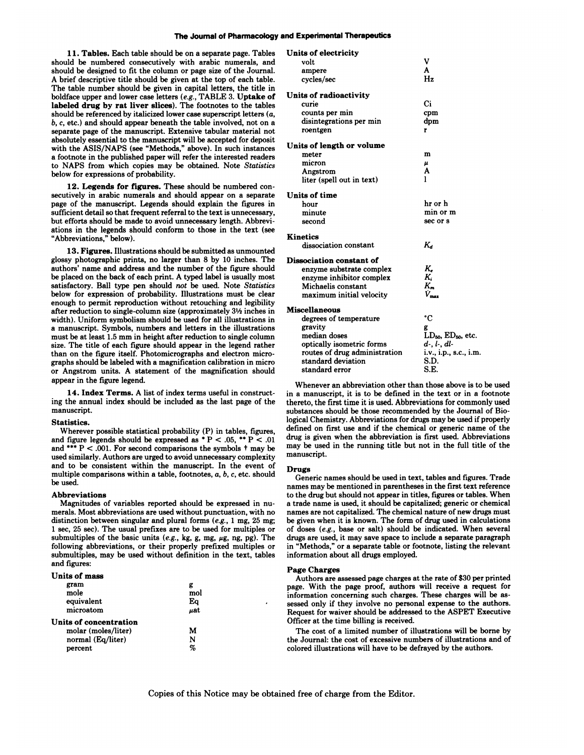**11. Tables.** Each table should be on a separate page. Tables should be numbered consecutively with arabic numerals, and should be designed to fit the column or page size of the Journal. A brief descriptive title should be given at the top of each table. The table number should be given in capital letters, the title in boldface upper and lower case letters (*e.g.*, TABLE 3. **Uptake of labeled drug by rat liver slices**). The footnotes to the tables should be referenced by italicized lower case superscript letters (*a*, *b*, *c*, etc.) and should appear beneath the table involved, not on a separate page of the manuscript. Extensive tabular material not absolutely essential to the manuscript will be accepted for deposit with the ASIS/NAPS (see "Methods," above). In such instances a footnote in the published paper will refer the interested readers to NAPS from which copies may be obtained. Note *Statistics* below for expressions of probability.

**12. Legends for figures.** These should be numbered consecutively in arabic numerals and should appear on a separate page of the manuscript. Legends should explain the figures in sufficient detail so that frequent referral to the text is unnecessary, but efforts should be made to avoid unnecessary length. Abbreviations in the legends should conform to those in the text (see "Abbreviations," below).

**13. Figures.** Illustrations should be submitted as unmounted glossy photographic prints, no larger than 8 by 10 inches. The authors' name and address and the number of the figure should be placed on the back of each print. A typed label is usually most satisfactory. Ball type pen should *not* be used. Note *Statistics* below for expression of probability. Illustrations must be clear enough to permit reproduction without retouching and legibility after reduction to single-column size (approximately 3½ inches in width). Uniform symbolism should be used for all illustrations in a manuscript. Symbols, numbers and letters in the illustrations must be at least 1.5 mm in height after reduction to single column size. The title of each figure should appear in the legend rather than on the figure itself. Photomicrographs and electron micrographs should be labeled with a magnification calibration in micro or Angstrom units. A statement of the magnification should appear in the figure legend.

**14. Index Terms.** A list of index terms useful in constructing the annual index should be included as the last page of the manuscript.

### Statistics.

Wherever possible statistical probability (P) in tables, figures, and figure legends should be expressed as * P < .05, ** P < .01 and *** P < .001. For second comparisons the symbols † may be used similarly. Authors are urged to avoid unnecessary complexity and to be consistent within the manuscript. In the event of multiple comparisons within a table, footnotes, *a*, *b*, *c*, etc. should be used.

### Abbreviations

Magnitudes of variables reported should be expressed in numerals. Most abbreviations are used without punctuation, with no distinction between singular and plural forms (*e.g.*, 1 mg, 25 mg; 1 sec, 25 sec). The usual prefixes are to be used for multiples or submultiples of the basic units (*e.g.*, kg, g, mg, μg, ng, pg). The following abbreviations, or their properly prefixed multiples or submultiples, may be used without definition in the text, tables and figures:

| | |
|---|---|
| **Units of mass** | |
| gram | g |
| mole | mol |
| equivalent | Eq |
| microatom | μat |
| **Units of concentration** | |
| molar (moles/liter) | M |
| normal (Eq/liter) | N |
| percent | % |
| **Units of electricity** | |
| volt | V |
| ampere | A |
| cycles/sec | Hz |
| **Units of radioactivity** | |
| curie | Ci |
| counts per min | cpm |
| disintegrations per min | dpm |
| roentgen | r |
| **Units of length or volume** | |
| meter | m |
| micron | μ |
| Angstrom | A |
| liter (spell out in text) | l |
| **Units of time** | |
| hour | hr or h |
| minute | min or m |
| second | sec or s |
| **Kinetics** | |
| dissociation constant | $K_d$ |
| **Dissociation constant of** | |
| enzyme substrate complex | $K_e$ |
| enzyme inhibitor complex | $K_i$ |
| Michaelis constant | $K_m$ |
| maximum initial velocity | $V_{max}$ |
| **Miscellaneous** | |
| degrees of temperature | °C |
| gravity | g |
| median doses | $LD_{50}$, $ED_{50}$, etc. |
| optically isometric forms | *d*-, *l*-, *dl*- |
| routes of drug administration | i.v., i.p., s.c., i.m. |
| standard deviation | S.D. |
| standard error | S.E. |

Whenever an abbreviation other than those above is to be used in a manuscript, it is to be defined in the text or in a footnote thereto, the first time it is used. Abbreviations for commonly used substances should be those recommended by the Journal of Biological Chemistry. Abbreviations for drugs may be used if properly defined on first use and if the chemical or generic name of the drug is given when the abbreviation is first used. Abbreviations may be used in the running title but not in the full title of the manuscript.

### Drugs

Generic names should be used in text, tables and figures. Trade names may be mentioned in parentheses in the first text reference to the drug but should not appear in titles, figures or tables. When a trade name is used, it should be capitalized; generic or chemical names are not capitalized. The chemical nature of new drugs must be given when it is known. The form of drug used in calculations of doses (*e.g.*, base or salt) should be indicated. When several drugs are used, it may save space to include a separate paragraph in "Methods," or a separate table or footnote, listing the relevant information about all drugs employed.

### Page Charges

Authors are assessed page charges at the rate of $30 per printed page. With the page proof, authors will receive a request for information concerning such charges. These charges will be assessed only if they involve no personal expense to the authors. Request for waiver should be addressed to the ASPET Executive Officer at the time billing is received.

The cost of a limited number of illustrations will be borne by the Journal: the cost of excessive numbers of illustrations and of colored illustrations will have to be defrayed by the authors.

Copies of this Notice may be obtained free of charge from the Editor.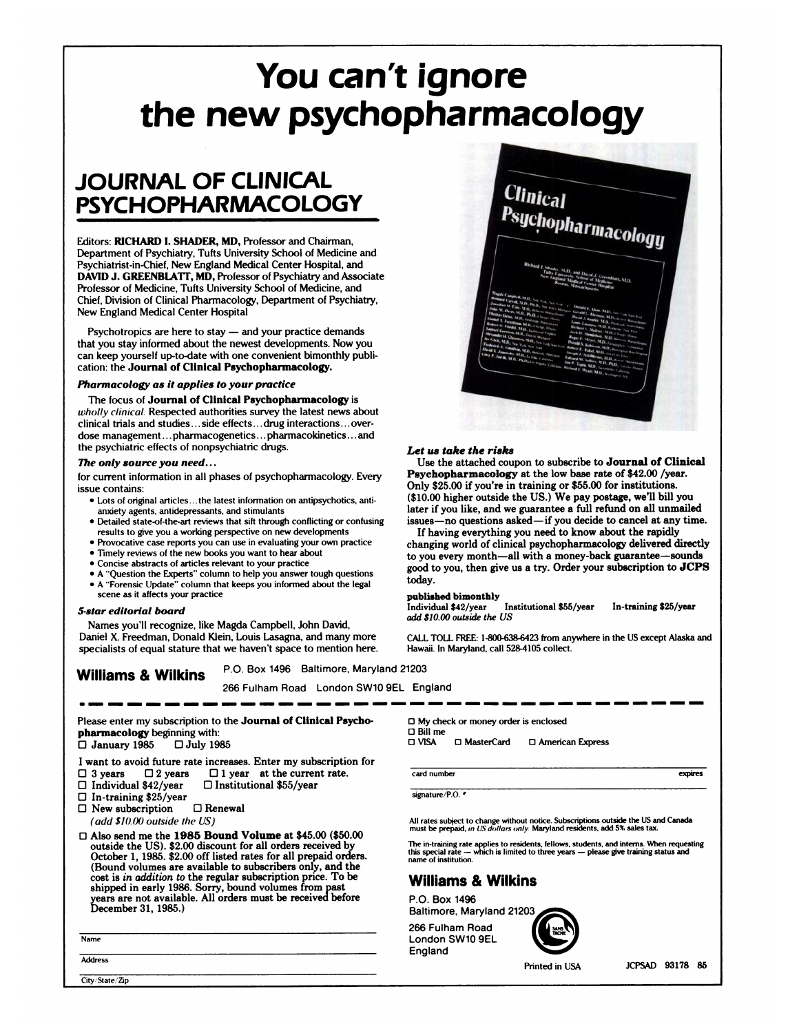# You can't ignore the new psychopharmacology

## JOURNAL OF CLINICAL PSYCHOPHARMACOLOGY

Editors: **RICHARD I. SHADER, MD,** Professor and Chairman, Department of Psychiatry, Tufts University School of Medicine and Psychiatrist-in-Chief, New England Medical Center Hospital, and **DAVID J. GREENBLATT, MD,** Professor of Psychiatry and Associate Professor of Medicine, Tufts University School of Medicine, and Chief, Division of Clinical Pharmacology, Department of Psychiatry, New England Medical Center Hospital

Psychotropics are here to stay — and your practice demands that you stay informed about the newest developments. Now you can keep yourself up-to-date with one convenient bimonthly publication: the **Journal of Clinical Psychopharmacology.**

***Pharmacology as it applies to your practice***

The focus of **Journal of Clinical Psychopharmacology** is *wholly clinical.* Respected authorities survey the latest news about clinical trials and studies... side effects... drug interactions... overdose management... pharmacogenetics... pharmacokinetics... and the psychiatric effects of nonpsychiatric drugs.

***The only source you need...***

for current information in all phases of psychopharmacology. Every issue contains:

- Lots of original articles... the latest information on antipsychotics, antianxiety agents, antidepressants, and stimulants
- Detailed state-of-the-art reviews that sift through conflicting or confusing results to give you a working perspective on new developments
- Provocative case reports you can use in evaluating your own practice
- Timely reviews of the new books you want to hear about
- Concise abstracts of articles relevant to your practice
- A "Question the Experts" column to help you answer tough questions
- A "Forensic Update" column that keeps you informed about the legal scene as it affects your practice

***5-star editorial board***

Names you'll recognize, like Magda Campbell, John David, Daniel X. Freedman, Donald Klein, Louis Lasagna, and many more specialists of equal stature that we haven't space to mention here.

***Let us take the risks***

Use the attached coupon to subscribe to **Journal of Clinical Psychopharmacology** at the low base rate of $42.00 /year. Only $25.00 if you're in training or $55.00 for institutions. ($10.00 higher outside the US.) We pay postage, we'll bill you later if you like, and we guarantee a full refund on all unmailed issues—no questions asked—if you decide to cancel at any time.

If having everything you need to know about the rapidly changing world of clinical psychopharmacology delivered directly to you every month—all with a money-back guarantee—sounds good to you, then give us a try. Order your subscription to **JCPS** today.

**published bimonthly**
Individual $42/year Institutional $55/year In-training $25/year
*add $10.00 outside the US*

CALL TOLL FREE: 1-800-638-6423 from anywhere in the US except Alaska and Hawaii. In Maryland, call 528-4105 collect.

**Williams & Wilkins** P.O. Box 1496 Baltimore, Maryland 21203
266 Fulham Road London SW10 9EL England

---

Please enter my subscription to the **Journal of Clinical Psychopharmacology** beginning with:
☐ January 1985 ☐ July 1985

I want to avoid future rate increases. Enter my subscription for
☐ 3 years ☐ 2 years ☐ 1 year at the current rate.
☐ Individual $42/year ☐ Institutional $55/year
☐ In-training $25/year
☐ New subscription ☐ Renewal
*(add $10.00 outside the US)*

☐ Also send me the **1985 Bound Volume** at $45.00 ($50.00 outside the US). $2.00 discount for all orders received by October 1, 1985. $2.00 off listed rates for all prepaid orders. (Bound volumes are available to subscribers only, and the cost is *in addition to* the regular subscription price. To be shipped in early 1986. Sorry, bound volumes from past years are not available. All orders must be received before December 31, 1985.)

Name

Address

City/State/Zip

☐ My check or money order is enclosed
☐ Bill me
☐ VISA ☐ MasterCard ☐ American Express

card number expires

signature/P.O. #

All rates subject to change without notice. Subscriptions outside the US and Canada must be prepaid, *in US dollars only.* Maryland residents, add 5% sales tax.

The in-training rate applies to residents, fellows, students, and interns. When requesting this special rate — which is limited to three years — please give training status and name of institution.

**Williams & Wilkins**

P.O. Box 1496
Baltimore, Maryland 21203

266 Fulham Road
London SW10 9EL
England

Printed in USA JCPSAD 93178 85